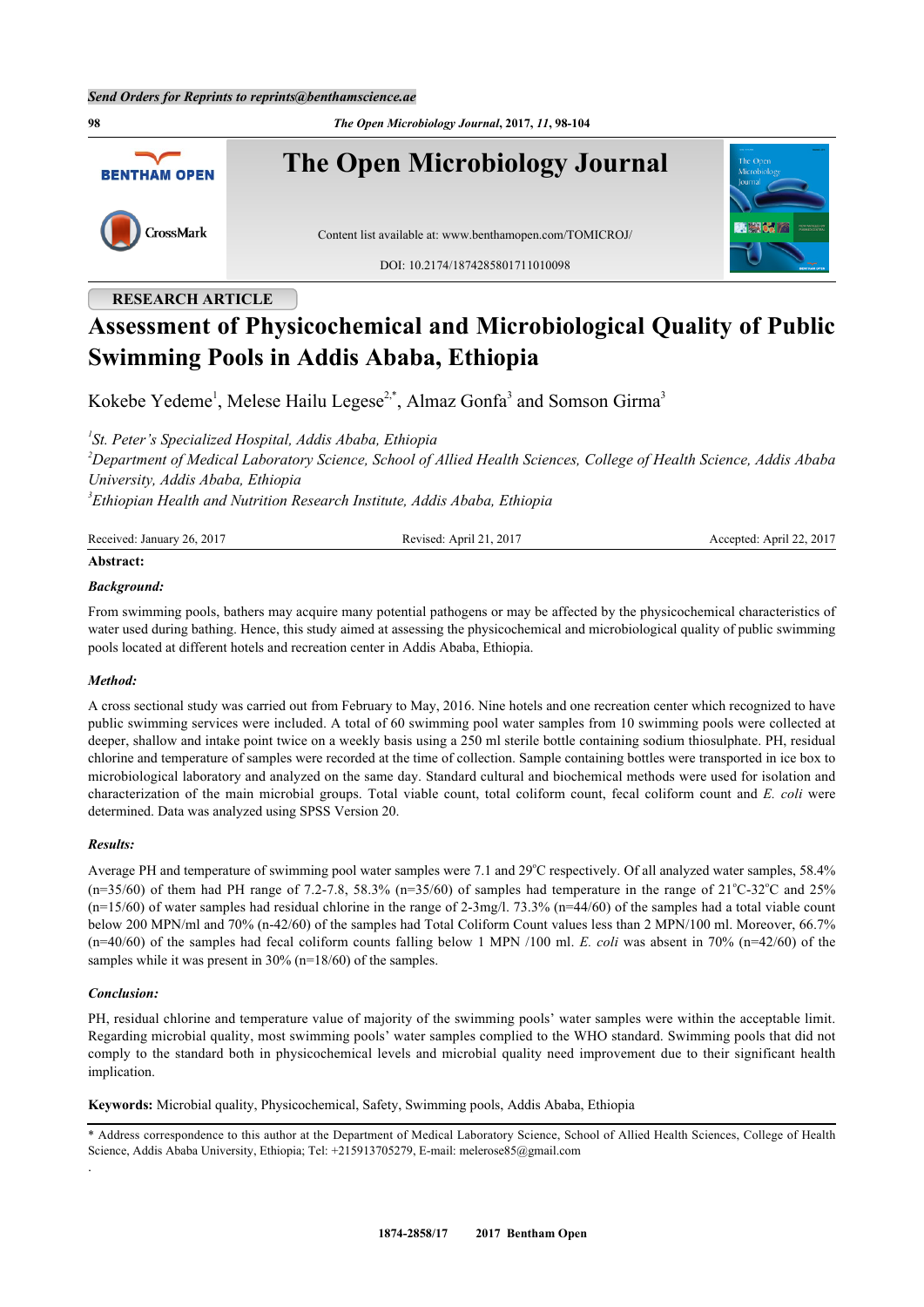RESEARCH ARTICLE

# Assessment of Physicochemical and Microbiological Quality of Public Swimming Pools in Addis Ababa, Ethiopia

Kokebe Yedeme[1], Melese Hailu Legese[2,*], Almaz Gonfa[3] and Somson Girma[3]

*[1]St. Peter's Specialized Hospital, Addis Ababa, Ethiopia*
*[2]Department of Medical Laboratory Science, School of Allied Health Sciences, College of Health Science, Addis Ababa University, Addis Ababa, Ethiopia*
*[3]Ethiopian Health and Nutrition Research Institute, Addis Ababa, Ethiopia*

Received: January 26, 2017 Revised: April 21, 2017 Accepted: April 22, 2017

**Abstract:**

***Background:***

From swimming pools, bathers may acquire many potential pathogens or may be affected by the physicochemical characteristics of water used during bathing. Hence, this study aimed at assessing the physicochemical and microbiological quality of public swimming pools located at different hotels and recreation center in Addis Ababa, Ethiopia.

***Method:***

A cross sectional study was carried out from February to May, 2016. Nine hotels and one recreation center which recognized to have public swimming services were included. A total of 60 swimming pool water samples from 10 swimming pools were collected at deeper, shallow and intake point twice on a weekly basis using a 250 ml sterile bottle containing sodium thiosulphate. PH, residual chlorine and temperature of samples were recorded at the time of collection. Sample containing bottles were transported in ice box to microbiological laboratory and analyzed on the same day. Standard cultural and biochemical methods were used for isolation and characterization of the main microbial groups. Total viable count, total coliform count, fecal coliform count and *E. coli* were determined. Data was analyzed using SPSS Version 20.

***Results:***

Average PH and temperature of swimming pool water samples were 7.1 and 29°C respectively. Of all analyzed water samples, 58.4% (n=35/60) of them had PH range of 7.2-7.8, 58.3% (n=35/60) of samples had temperature in the range of 21°C-32°C and 25% (n=15/60) of water samples had residual chlorine in the range of 2-3mg/l. 73.3% (n=44/60) of the samples had a total viable count below 200 MPN/ml and 70% (n-42/60) of the samples had Total Coliform Count values less than 2 MPN/100 ml. Moreover, 66.7% (n=40/60) of the samples had fecal coliform counts falling below 1 MPN /100 ml. *E. coli* was absent in 70% (n=42/60) of the samples while it was present in 30% (n=18/60) of the samples.

***Conclusion:***

PH, residual chlorine and temperature value of majority of the swimming pools' water samples were within the acceptable limit. Regarding microbial quality, most swimming pools' water samples complied to the WHO standard. Swimming pools that did not comply to the standard both in physicochemical levels and microbial quality need improvement due to their significant health implication.

**Keywords:** Microbial quality, Physicochemical, Safety, Swimming pools, Addis Ababa, Ethiopia

\* Address correspondence to this author at the Department of Medical Laboratory Science, School of Allied Health Sciences, College of Health Science, Addis Ababa University, Ethiopia; Tel: +215913705279, E-mail: melerose85@gmail.com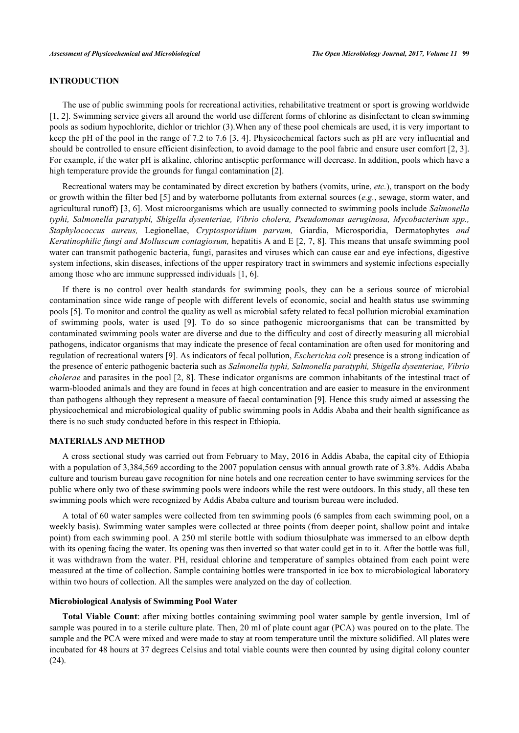## INTRODUCTION

The use of public swimming pools for recreational activities, rehabilitative treatment or sport is growing worldwide [1, 2]. Swimming service givers all around the world use different forms of chlorine as disinfectant to clean swimming pools as sodium hypochlorite, dichlor or trichlor (3).When any of these pool chemicals are used, it is very important to keep the pH of the pool in the range of 7.2 to 7.6 [3, 4]. Physicochemical factors such as pH are very influential and should be controlled to ensure efficient disinfection, to avoid damage to the pool fabric and ensure user comfort [2, 3]. For example, if the water pH is alkaline, chlorine antiseptic performance will decrease. In addition, pools which have a high temperature provide the grounds for fungal contamination [2].

Recreational waters may be contaminated by direct excretion by bathers (vomits, urine, *etc.*), transport on the body or growth within the filter bed [5] and by waterborne pollutants from external sources (*e.g.*, sewage, storm water, and agricultural runoff) [3, 6]. Most microorganisms which are usually connected to swimming pools include *Salmonella typhi, Salmonella paratyphi, Shigella dysenteriae, Vibrio cholera, Pseudomonas aeruginosa, Mycobacterium spp., Staphylococcus aureus,* Legionellae, *Cryptosporidium parvum,* Giardia, Microsporidia, Dermatophytes *and Keratinophilic fungi and Molluscum contagiosum,* hepatitis A and E [2, 7, 8]. This means that unsafe swimming pool water can transmit pathogenic bacteria, fungi, parasites and viruses which can cause ear and eye infections, digestive system infections, skin diseases, infections of the upper respiratory tract in swimmers and systemic infections especially among those who are immune suppressed individuals [1, 6].

If there is no control over health standards for swimming pools, they can be a serious source of microbial contamination since wide range of people with different levels of economic, social and health status use swimming pools [5]. To monitor and control the quality as well as microbial safety related to fecal pollution microbial examination of swimming pools, water is used [9]. To do so since pathogenic microorganisms that can be transmitted by contaminated swimming pools water are diverse and due to the difficulty and cost of directly measuring all microbial pathogens, indicator organisms that may indicate the presence of fecal contamination are often used for monitoring and regulation of recreational waters [9]. As indicators of fecal pollution, *Escherichia coli* presence is a strong indication of the presence of enteric pathogenic bacteria such as *Salmonella typhi, Salmonella paratyphi, Shigella dysenteriae, Vibrio cholerae* and parasites in the pool [2, 8]. These indicator organisms are common inhabitants of the intestinal tract of warm-blooded animals and they are found in feces at high concentration and are easier to measure in the environment than pathogens although they represent a measure of faecal contamination [9]. Hence this study aimed at assessing the physicochemical and microbiological quality of public swimming pools in Addis Ababa and their health significance as there is no such study conducted before in this respect in Ethiopia.

## MATERIALS AND METHOD

A cross sectional study was carried out from February to May, 2016 in Addis Ababa, the capital city of Ethiopia with a population of 3,384,569 according to the 2007 population census with annual growth rate of 3.8%. Addis Ababa culture and tourism bureau gave recognition for nine hotels and one recreation center to have swimming services for the public where only two of these swimming pools were indoors while the rest were outdoors. In this study, all these ten swimming pools which were recognized by Addis Ababa culture and tourism bureau were included.

A total of 60 water samples were collected from ten swimming pools (6 samples from each swimming pool, on a weekly basis). Swimming water samples were collected at three points (from deeper point, shallow point and intake point) from each swimming pool. A 250 ml sterile bottle with sodium thiosulphate was immersed to an elbow depth with its opening facing the water. Its opening was then inverted so that water could get in to it. After the bottle was full, it was withdrawn from the water. PH, residual chlorine and temperature of samples obtained from each point were measured at the time of collection. Sample containing bottles were transported in ice box to microbiological laboratory within two hours of collection. All the samples were analyzed on the day of collection.

### Microbiological Analysis of Swimming Pool Water

**Total Viable Count**: after mixing bottles containing swimming pool water sample by gentle inversion, 1ml of sample was poured in to a sterile culture plate. Then, 20 ml of plate count agar (PCA) was poured on to the plate. The sample and the PCA were mixed and were made to stay at room temperature until the mixture solidified. All plates were incubated for 48 hours at 37 degrees Celsius and total viable counts were then counted by using digital colony counter (24).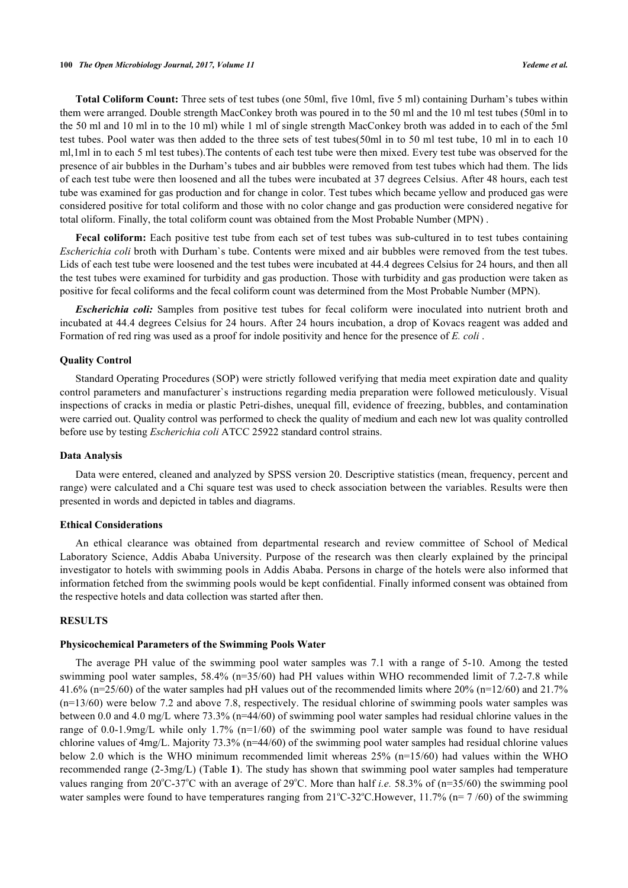**Total Coliform Count:** Three sets of test tubes (one 50ml, five 10ml, five 5 ml) containing Durham's tubes within them were arranged. Double strength MacConkey broth was poured in to the 50 ml and the 10 ml test tubes (50ml in to the 50 ml and 10 ml in to the 10 ml) while 1 ml of single strength MacConkey broth was added in to each of the 5ml test tubes. Pool water was then added to the three sets of test tubes(50ml in to 50 ml test tube, 10 ml in to each 10 ml,1ml in to each 5 ml test tubes).The contents of each test tube were then mixed. Every test tube was observed for the presence of air bubbles in the Durham's tubes and air bubbles were removed from test tubes which had them. The lids of each test tube were then loosened and all the tubes were incubated at 37 degrees Celsius. After 48 hours, each test tube was examined for gas production and for change in color. Test tubes which became yellow and produced gas were considered positive for total coliform and those with no color change and gas production were considered negative for total oliform. Finally, the total coliform count was obtained from the Most Probable Number (MPN) .

**Fecal coliform:** Each positive test tube from each set of test tubes was sub-cultured in to test tubes containing *Escherichia coli* broth with Durham`s tube. Contents were mixed and air bubbles were removed from the test tubes. Lids of each test tube were loosened and the test tubes were incubated at 44.4 degrees Celsius for 24 hours, and then all the test tubes were examined for turbidity and gas production. Those with turbidity and gas production were taken as positive for fecal coliforms and the fecal coliform count was determined from the Most Probable Number (MPN).

***Escherichia coli:*** Samples from positive test tubes for fecal coliform were inoculated into nutrient broth and incubated at 44.4 degrees Celsius for 24 hours. After 24 hours incubation, a drop of Kovacs reagent was added and Formation of red ring was used as a proof for indole positivity and hence for the presence of *E. coli* .

### Quality Control

Standard Operating Procedures (SOP) were strictly followed verifying that media meet expiration date and quality control parameters and manufacturer`s instructions regarding media preparation were followed meticulously. Visual inspections of cracks in media or plastic Petri-dishes, unequal fill, evidence of freezing, bubbles, and contamination were carried out. Quality control was performed to check the quality of medium and each new lot was quality controlled before use by testing *Escherichia coli* ATCC 25922 standard control strains.

### Data Analysis

Data were entered, cleaned and analyzed by SPSS version 20. Descriptive statistics (mean, frequency, percent and range) were calculated and a Chi square test was used to check association between the variables. Results were then presented in words and depicted in tables and diagrams.

### Ethical Considerations

An ethical clearance was obtained from departmental research and review committee of School of Medical Laboratory Science, Addis Ababa University. Purpose of the research was then clearly explained by the principal investigator to hotels with swimming pools in Addis Ababa. Persons in charge of the hotels were also informed that information fetched from the swimming pools would be kept confidential. Finally informed consent was obtained from the respective hotels and data collection was started after then.

## RESULTS

### Physicochemical Parameters of the Swimming Pools Water

The average PH value of the swimming pool water samples was 7.1 with a range of 5-10. Among the tested swimming pool water samples, 58.4% (n=35/60) had PH values within WHO recommended limit of 7.2-7.8 while 41.6% (n=25/60) of the water samples had pH values out of the recommended limits where 20% (n=12/60) and 21.7% (n=13/60) were below 7.2 and above 7.8, respectively. The residual chlorine of swimming pools water samples was between 0.0 and 4.0 mg/L where 73.3% (n=44/60) of swimming pool water samples had residual chlorine values in the range of 0.0-1.9mg/L while only 1.7% (n=1/60) of the swimming pool water sample was found to have residual chlorine values of 4mg/L. Majority 73.3% (n=44/60) of the swimming pool water samples had residual chlorine values below 2.0 which is the WHO minimum recommended limit whereas 25% (n=15/60) had values within the WHO recommended range (2-3mg/L) (Table **1**). The study has shown that swimming pool water samples had temperature values ranging from 20°C-37°C with an average of 29°C. More than half *i.e.* 58.3% of (n=35/60) the swimming pool water samples were found to have temperatures ranging from 21°C-32°C.However, 11.7% (n= 7 /60) of the swimming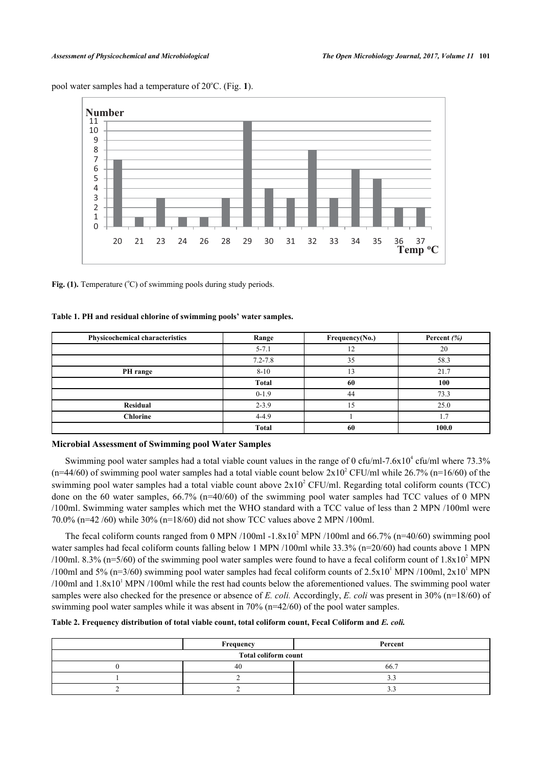pool water samples had a temperature of 20°C. (Fig. **1**).

**Fig. (1).** Temperature (°C) of swimming pools during study periods.

**Table 1. PH and residual chlorine of swimming pools' water samples.**

| Physicochemical characteristics | Range | Frequency(No.) | Percent *(%)* |
|---|---|---|---|
| | 5-7.1 | 12 | 20 |
| | 7.2-7.8 | 35 | 58.3 |
| **PH range** | 8-10 | 13 | 21.7 |
| | **Total** | **60** | **100** |
| | 0-1.9 | 44 | 73.3 |
| **Residual** | 2-3.9 | 15 | 25.0 |
| **Chlorine** | 4-4.9 | 1 | 1.7 |
| | **Total** | **60** | **100.0** |

### Microbial Assessment of Swimming pool Water Samples

Swimming pool water samples had a total viable count values in the range of 0 cfu/ml-7.6x$10^4$ cfu/ml where 73.3% (n=44/60) of swimming pool water samples had a total viable count below 2x$10^2$ CFU/ml while 26.7% (n=16/60) of the swimming pool water samples had a total viable count above 2x$10^2$ CFU/ml. Regarding total coliform counts (TCC) done on the 60 water samples, 66.7% (n=40/60) of the swimming pool water samples had TCC values of 0 MPN /100ml. Swimming water samples which met the WHO standard with a TCC value of less than 2 MPN /100ml were 70.0% (n=42 /60) while 30% (n=18/60) did not show TCC values above 2 MPN /100ml.

The fecal coliform counts ranged from 0 MPN /100ml -1.8x$10^2$ MPN /100ml and 66.7% (n=40/60) swimming pool water samples had fecal coliform counts falling below 1 MPN /100ml while 33.3% (n=20/60) had counts above 1 MPN /100ml. 8.3% (n=5/60) of the swimming pool water samples were found to have a fecal coliform count of 1.8x$10^2$ MPN /100ml and 5% (n=3/60) swimming pool water samples had fecal coliform counts of 2.5x$10^1$ MPN /100ml, 2x$10^1$ MPN /100ml and 1.8x$10^1$ MPN /100ml while the rest had counts below the aforementioned values. The swimming pool water samples were also checked for the presence or absence of *E. coli.* Accordingly, *E. coli* was present in 30% (n=18/60) of swimming pool water samples while it was absent in 70% (n=42/60) of the pool water samples.

**Table 2. Frequency distribution of total viable count, total coliform count, Fecal Coliform and *E. coli.***

| | Frequency | Percent |
|---|---|---|
| **Total coliform count** | | |
| 0 | 40 | 66.7 |
| 1 | 2 | 3.3 |
| 2 | 2 | 3.3 |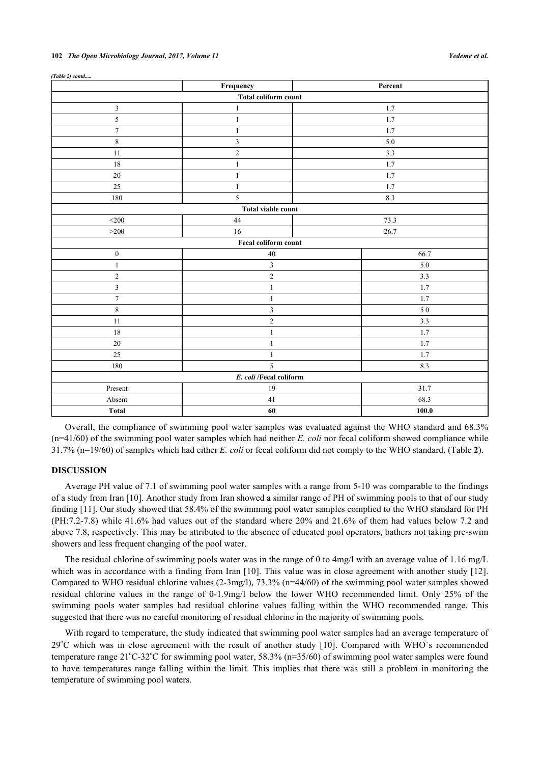*(Table 2) contd.....*

| | Frequency | Percent |
|---|---|---|
| **Total coliform count** | | |
| 3 | 1 | 1.7 |
| 5 | 1 | 1.7 |
| 7 | 1 | 1.7 |
| 8 | 3 | 5.0 |
| 11 | 2 | 3.3 |
| 18 | 1 | 1.7 |
| 20 | 1 | 1.7 |
| 25 | 1 | 1.7 |
| 180 | 5 | 8.3 |
| **Total viable count** | | |
| <200 | 44 | 73.3 |
| >200 | 16 | 26.7 |
| **Fecal coliform count** | | |
| 0 | 40 | 66.7 |
| 1 | 3 | 5.0 |
| 2 | 2 | 3.3 |
| 3 | 1 | 1.7 |
| 7 | 1 | 1.7 |
| 8 | 3 | 5.0 |
| 11 | 2 | 3.3 |
| 18 | 1 | 1.7 |
| 20 | 1 | 1.7 |
| 25 | 1 | 1.7 |
| 180 | 5 | 8.3 |
| ***E. coli* /Fecal coliform** | | |
| Present | 19 | 31.7 |
| Absent | 41 | 68.3 |
| **Total** | **60** | **100.0** |

Overall, the compliance of swimming pool water samples was evaluated against the WHO standard and 68.3% (n=41/60) of the swimming pool water samples which had neither *E. coli* nor fecal coliform showed compliance while 31.7% (n=19/60) of samples which had either *E. coli* or fecal coliform did not comply to the WHO standard. (Table **2**).

## DISCUSSION

Average PH value of 7.1 of swimming pool water samples with a range from 5-10 was comparable to the findings of a study from Iran [10]. Another study from Iran showed a similar range of PH of swimming pools to that of our study finding [11]. Our study showed that 58.4% of the swimming pool water samples complied to the WHO standard for PH (PH:7.2-7.8) while 41.6% had values out of the standard where 20% and 21.6% of them had values below 7.2 and above 7.8, respectively. This may be attributed to the absence of educated pool operators, bathers not taking pre-swim showers and less frequent changing of the pool water.

The residual chlorine of swimming pools water was in the range of 0 to 4mg/l with an average value of 1.16 mg/L which was in accordance with a finding from Iran [10]. This value was in close agreement with another study [12]. Compared to WHO residual chlorine values (2-3mg/l), 73.3% (n=44/60) of the swimming pool water samples showed residual chlorine values in the range of 0-1.9mg/l below the lower WHO recommended limit. Only 25% of the swimming pools water samples had residual chlorine values falling within the WHO recommended range. This suggested that there was no careful monitoring of residual chlorine in the majority of swimming pools.

With regard to temperature, the study indicated that swimming pool water samples had an average temperature of 29°C which was in close agreement with the result of another study [10]. Compared with WHO`s recommended temperature range 21°C-32°C for swimming pool water, 58.3% (n=35/60) of swimming pool water samples were found to have temperatures range falling within the limit. This implies that there was still a problem in monitoring the temperature of swimming pool waters.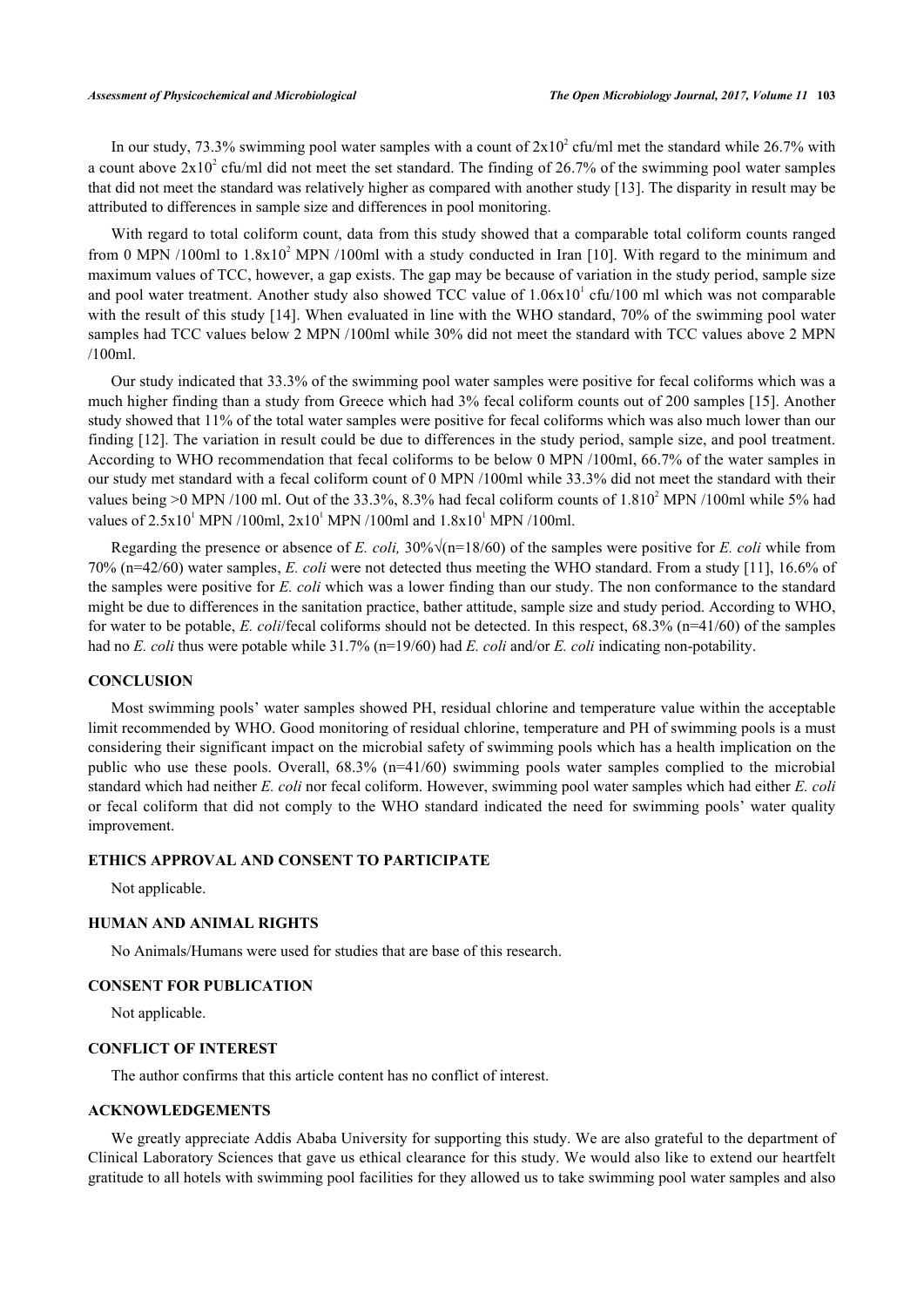In our study, 73.3% swimming pool water samples with a count of $2x10^2$ cfu/ml met the standard while 26.7% with a count above $2x10^2$ cfu/ml did not meet the set standard. The finding of 26.7% of the swimming pool water samples that did not meet the standard was relatively higher as compared with another study [13]. The disparity in result may be attributed to differences in sample size and differences in pool monitoring.

With regard to total coliform count, data from this study showed that a comparable total coliform counts ranged from 0 MPN /100ml to $1.8x10^2$ MPN /100ml with a study conducted in Iran [10]. With regard to the minimum and maximum values of TCC, however, a gap exists. The gap may be because of variation in the study period, sample size and pool water treatment. Another study also showed TCC value of $1.06x10^1$ cfu/100 ml which was not comparable with the result of this study [14]. When evaluated in line with the WHO standard, 70% of the swimming pool water samples had TCC values below 2 MPN /100ml while 30% did not meet the standard with TCC values above 2 MPN /100ml.

Our study indicated that 33.3% of the swimming pool water samples were positive for fecal coliforms which was a much higher finding than a study from Greece which had 3% fecal coliform counts out of 200 samples [15]. Another study showed that 11% of the total water samples were positive for fecal coliforms which was also much lower than our finding [12]. The variation in result could be due to differences in the study period, sample size, and pool treatment. According to WHO recommendation that fecal coliforms to be below 0 MPN /100ml, 66.7% of the water samples in our study met standard with a fecal coliform count of 0 MPN /100ml while 33.3% did not meet the standard with their values being >0 MPN /100 ml. Out of the 33.3%, 8.3% had fecal coliform counts of $1.810^2$ MPN /100ml while 5% had values of $2.5x10^1$ MPN /100ml, $2x10^1$ MPN /100ml and $1.8x10^1$ MPN /100ml.

Regarding the presence or absence of *E. coli,* 30%√(n=18/60) of the samples were positive for *E. coli* while from 70% (n=42/60) water samples, *E. coli* were not detected thus meeting the WHO standard. From a study [11], 16.6% of the samples were positive for *E. coli* which was a lower finding than our study. The non conformance to the standard might be due to differences in the sanitation practice, bather attitude, sample size and study period. According to WHO, for water to be potable, *E. coli*/fecal coliforms should not be detected. In this respect, 68.3% (n=41/60) of the samples had no *E. coli* thus were potable while 31.7% (n=19/60) had *E. coli* and/or *E. coli* indicating non-potability.

## CONCLUSION

Most swimming pools' water samples showed PH, residual chlorine and temperature value within the acceptable limit recommended by WHO. Good monitoring of residual chlorine, temperature and PH of swimming pools is a must considering their significant impact on the microbial safety of swimming pools which has a health implication on the public who use these pools. Overall, 68.3% (n=41/60) swimming pools water samples complied to the microbial standard which had neither *E. coli* nor fecal coliform. However, swimming pool water samples which had either *E. coli* or fecal coliform that did not comply to the WHO standard indicated the need for swimming pools' water quality improvement.

## ETHICS APPROVAL AND CONSENT TO PARTICIPATE

Not applicable.

## HUMAN AND ANIMAL RIGHTS

No Animals/Humans were used for studies that are base of this research.

## CONSENT FOR PUBLICATION

Not applicable.

## CONFLICT OF INTEREST

The author confirms that this article content has no conflict of interest.

## ACKNOWLEDGEMENTS

We greatly appreciate Addis Ababa University for supporting this study. We are also grateful to the department of Clinical Laboratory Sciences that gave us ethical clearance for this study. We would also like to extend our heartfelt gratitude to all hotels with swimming pool facilities for they allowed us to take swimming pool water samples and also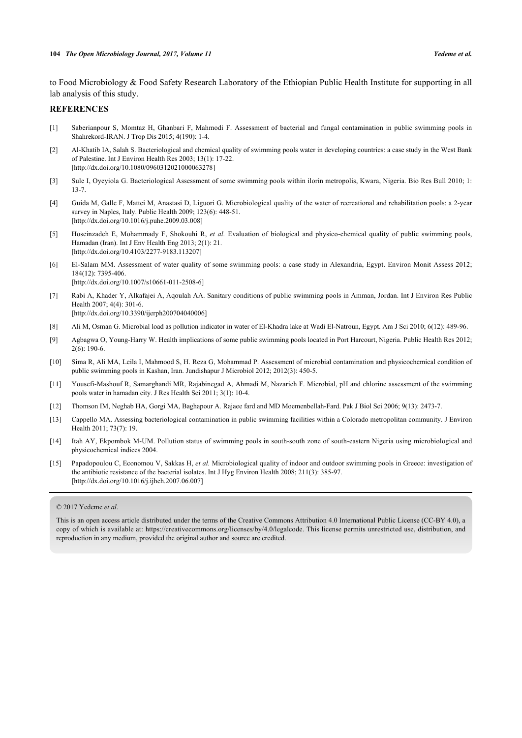to Food Microbiology & Food Safety Research Laboratory of the Ethiopian Public Health Institute for supporting in all lab analysis of this study.

## REFERENCES

[1] Saberianpour S, Momtaz H, Ghanbari F, Mahmodi F. Assessment of bacterial and fungal contamination in public swimming pools in Shahrekord-IRAN. J Trop Dis 2015; 4(190): 1-4.

[2] Al-Khatib IA, Salah S. Bacteriological and chemical quality of swimming pools water in developing countries: a case study in the West Bank of Palestine. Int J Environ Health Res 2003; 13(1): 17-22. [http://dx.doi.org/10.1080/0960312021000063278]

[3] Sule I, Oyeyiola G. Bacteriological Assessment of some swimming pools within ilorin metropolis, Kwara, Nigeria. Bio Res Bull 2010; 1: 13-7.

[4] Guida M, Galle F, Mattei M, Anastasi D, Liguori G. Microbiological quality of the water of recreational and rehabilitation pools: a 2-year survey in Naples, Italy. Public Health 2009; 123(6): 448-51. [http://dx.doi.org/10.1016/j.puhe.2009.03.008]

[5] Hoseinzadeh E, Mohammady F, Shokouhi R, *et al.* Evaluation of biological and physico-chemical quality of public swimming pools, Hamadan (Iran). Int J Env Health Eng 2013; 2(1): 21. [http://dx.doi.org/10.4103/2277-9183.113207]

[6] El-Salam MM. Assessment of water quality of some swimming pools: a case study in Alexandria, Egypt. Environ Monit Assess 2012; 184(12): 7395-406. [http://dx.doi.org/10.1007/s10661-011-2508-6]

[7] Rabi A, Khader Y, Alkafajei A, Aqoulah AA. Sanitary conditions of public swimming pools in Amman, Jordan. Int J Environ Res Public Health 2007; 4(4): 301-6. [http://dx.doi.org/10.3390/ijerph200704040006]

[8] Ali M, Osman G. Microbial load as pollution indicator in water of El-Khadra lake at Wadi El-Natroun, Egypt. Am J Sci 2010; 6(12): 489-96.

[9] Agbagwa O, Young-Harry W. Health implications of some public swimming pools located in Port Harcourt, Nigeria. Public Health Res 2012; 2(6): 190-6.

[10] Sima R, Ali MA, Leila I, Mahmood S, H. Reza G, Mohammad P. Assessment of microbial contamination and physicochemical condition of public swimming pools in Kashan, Iran. Jundishapur J Microbiol 2012; 2012(3): 450-5.

[11] Yousefi-Mashouf R, Samarghandi MR, Rajabinegad A, Ahmadi M, Nazarieh F. Microbial, pH and chlorine assessment of the swimming pools water in hamadan city. J Res Health Sci 2011; 3(1): 10-4.

[12] Thomson IM, Neghab HA, Gorgi MA, Baghapour A. Rajaee fard and MD Moemenbellah-Fard. Pak J Biol Sci 2006; 9(13): 2473-7.

[13] Cappello MA. Assessing bacteriological contamination in public swimming facilities within a Colorado metropolitan community. J Environ Health 2011; 73(7): 19.

[14] Itah AY, Ekpombok M-UM. Pollution status of swimming pools in south-south zone of south-eastern Nigeria using microbiological and physicochemical indices 2004.

[15] Papadopoulou C, Economou V, Sakkas H, *et al.* Microbiological quality of indoor and outdoor swimming pools in Greece: investigation of the antibiotic resistance of the bacterial isolates. Int J Hyg Environ Health 2008; 211(3): 385-97. [http://dx.doi.org/10.1016/j.ijheh.2007.06.007]

© 2017 Yedeme *et al*.

This is an open access article distributed under the terms of the Creative Commons Attribution 4.0 International Public License (CC-BY 4.0), a copy of which is available at: https://creativecommons.org/licenses/by/4.0/legalcode. This license permits unrestricted use, distribution, and reproduction in any medium, provided the original author and source are credited.